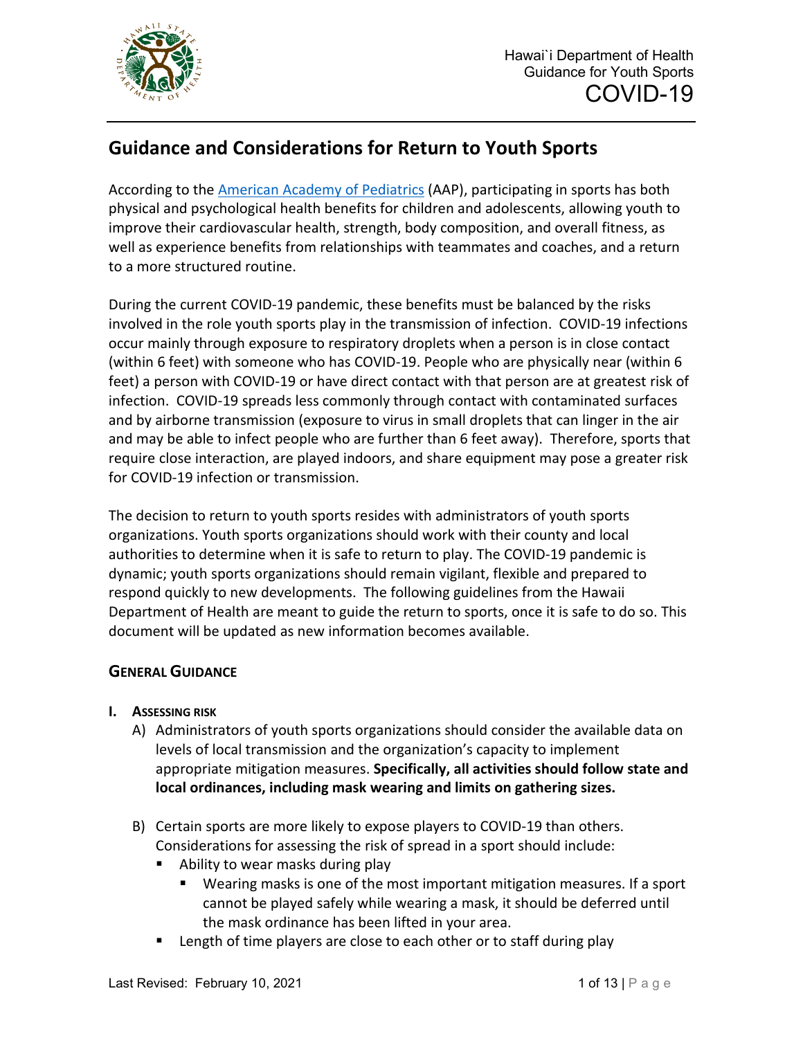# Guidance and Considerations for Return to Youth Sports

According to the American Academy of Pediatrics (AAP), participating in sports has both physical and psychological health benefits for children and adolescents, allowing youth to improve their cardiovascular health, strength, body composition, and overall fitness, as well as experience benefits from relationships with teammates and coaches, and a return to a more structured routine.

During the current COVID-19 pandemic, these benefits must be balanced by the risks involved in the role youth sports play in the transmission of infection. COVID-19 infections occur mainly through exposure to respiratory droplets when a person is in close contact (within 6 feet) with someone who has COVID-19. People who are physically near (within 6 feet) a person with COVID-19 or have direct contact with that person are at greatest risk of infection. COVID-19 spreads less commonly through contact with contaminated surfaces and by airborne transmission (exposure to virus in small droplets that can linger in the air and may be able to infect people who are further than 6 feet away). Therefore, sports that require close interaction, are played indoors, and share equipment may pose a greater risk for COVID-19 infection or transmission.

The decision to return to youth sports resides with administrators of youth sports organizations. Youth sports organizations should work with their county and local authorities to determine when it is safe to return to play. The COVID-19 pandemic is dynamic; youth sports organizations should remain vigilant, flexible and prepared to respond quickly to new developments. The following guidelines from the Hawaii Department of Health are meant to guide the return to sports, once it is safe to do so. This document will be updated as new information becomes available.

## General Guidance

### I. Assessing Risk

A) Administrators of youth sports organizations should consider the available data on levels of local transmission and the organization's capacity to implement appropriate mitigation measures. **Specifically, all activities should follow state and local ordinances, including mask wearing and limits on gathering sizes.**

B) Certain sports are more likely to expose players to COVID-19 than others. Considerations for assessing the risk of spread in a sport should include:

- Ability to wear masks during play
  - Wearing masks is one of the most important mitigation measures. If a sport cannot be played safely while wearing a mask, it should be deferred until the mask ordinance has been lifted in your area.
- Length of time players are close to each other or to staff during play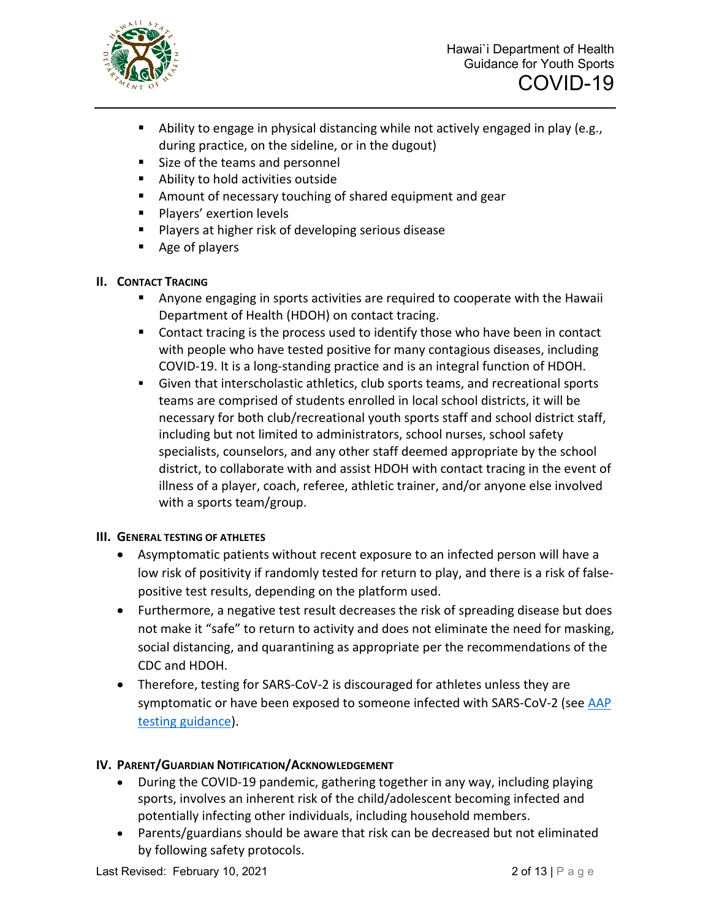- Ability to engage in physical distancing while not actively engaged in play (e.g., during practice, on the sideline, or in the dugout)
- Size of the teams and personnel
- Ability to hold activities outside
- Amount of necessary touching of shared equipment and gear
- Players' exertion levels
- Players at higher risk of developing serious disease
- Age of players

## II. Contact Tracing

- Anyone engaging in sports activities are required to cooperate with the Hawaii Department of Health (HDOH) on contact tracing.
- Contact tracing is the process used to identify those who have been in contact with people who have tested positive for many contagious diseases, including COVID-19. It is a long-standing practice and is an integral function of HDOH.
- Given that interscholastic athletics, club sports teams, and recreational sports teams are comprised of students enrolled in local school districts, it will be necessary for both club/recreational youth sports staff and school district staff, including but not limited to administrators, school nurses, school safety specialists, counselors, and any other staff deemed appropriate by the school district, to collaborate with and assist HDOH with contact tracing in the event of illness of a player, coach, referee, athletic trainer, and/or anyone else involved with a sports team/group.

## III. General Testing of Athletes

- Asymptomatic patients without recent exposure to an infected person will have a low risk of positivity if randomly tested for return to play, and there is a risk of false-positive test results, depending on the platform used.
- Furthermore, a negative test result decreases the risk of spreading disease but does not make it "safe" to return to activity and does not eliminate the need for masking, social distancing, and quarantining as appropriate per the recommendations of the CDC and HDOH.
- Therefore, testing for SARS-CoV-2 is discouraged for athletes unless they are symptomatic or have been exposed to someone infected with SARS-CoV-2 (see AAP testing guidance).

## IV. Parent/Guardian Notification/Acknowledgement

- During the COVID-19 pandemic, gathering together in any way, including playing sports, involves an inherent risk of the child/adolescent becoming infected and potentially infecting other individuals, including household members.
- Parents/guardians should be aware that risk can be decreased but not eliminated by following safety protocols.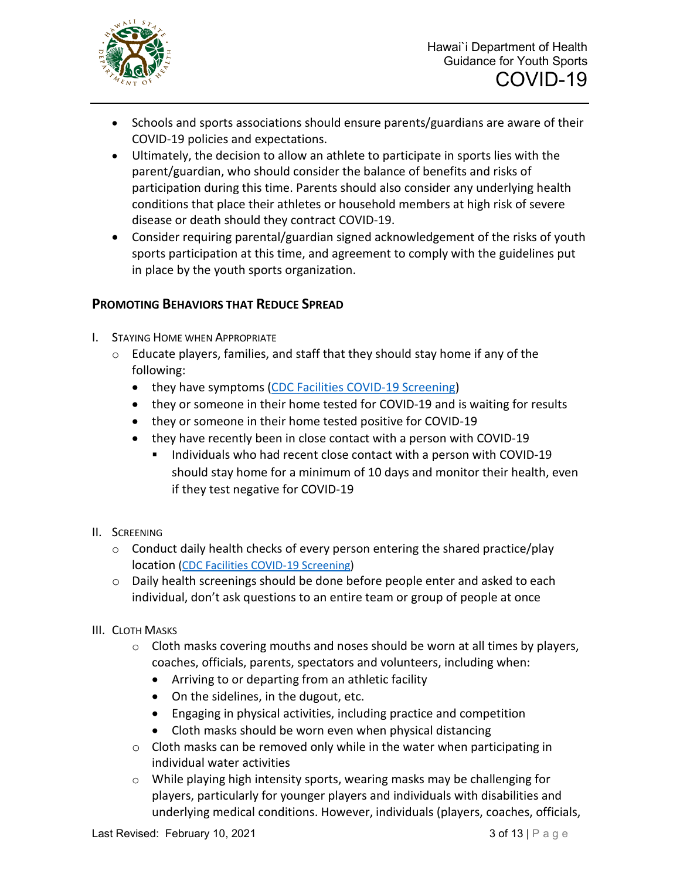- Schools and sports associations should ensure parents/guardians are aware of their COVID-19 policies and expectations.
- Ultimately, the decision to allow an athlete to participate in sports lies with the parent/guardian, who should consider the balance of benefits and risks of participation during this time. Parents should also consider any underlying health conditions that place their athletes or household members at high risk of severe disease or death should they contract COVID-19.
- Consider requiring parental/guardian signed acknowledgement of the risks of youth sports participation at this time, and agreement to comply with the guidelines put in place by the youth sports organization.

## Promoting Behaviors that Reduce Spread

I. Staying Home when Appropriate
   - Educate players, families, and staff that they should stay home if any of the following:
     - they have symptoms (CDC Facilities COVID-19 Screening)
     - they or someone in their home tested for COVID-19 and is waiting for results
     - they or someone in their home tested positive for COVID-19
     - they have recently been in close contact with a person with COVID-19
       - Individuals who had recent close contact with a person with COVID-19 should stay home for a minimum of 10 days and monitor their health, even if they test negative for COVID-19

II. Screening
   - Conduct daily health checks of every person entering the shared practice/play location (CDC Facilities COVID-19 Screening)
   - Daily health screenings should be done before people enter and asked to each individual, don't ask questions to an entire team or group of people at once

III. Cloth Masks
   - Cloth masks covering mouths and noses should be worn at all times by players, coaches, officials, parents, spectators and volunteers, including when:
     - Arriving to or departing from an athletic facility
     - On the sidelines, in the dugout, etc.
     - Engaging in physical activities, including practice and competition
     - Cloth masks should be worn even when physical distancing
   - Cloth masks can be removed only while in the water when participating in individual water activities
   - While playing high intensity sports, wearing masks may be challenging for players, particularly for younger players and individuals with disabilities and underlying medical conditions. However, individuals (players, coaches, officials,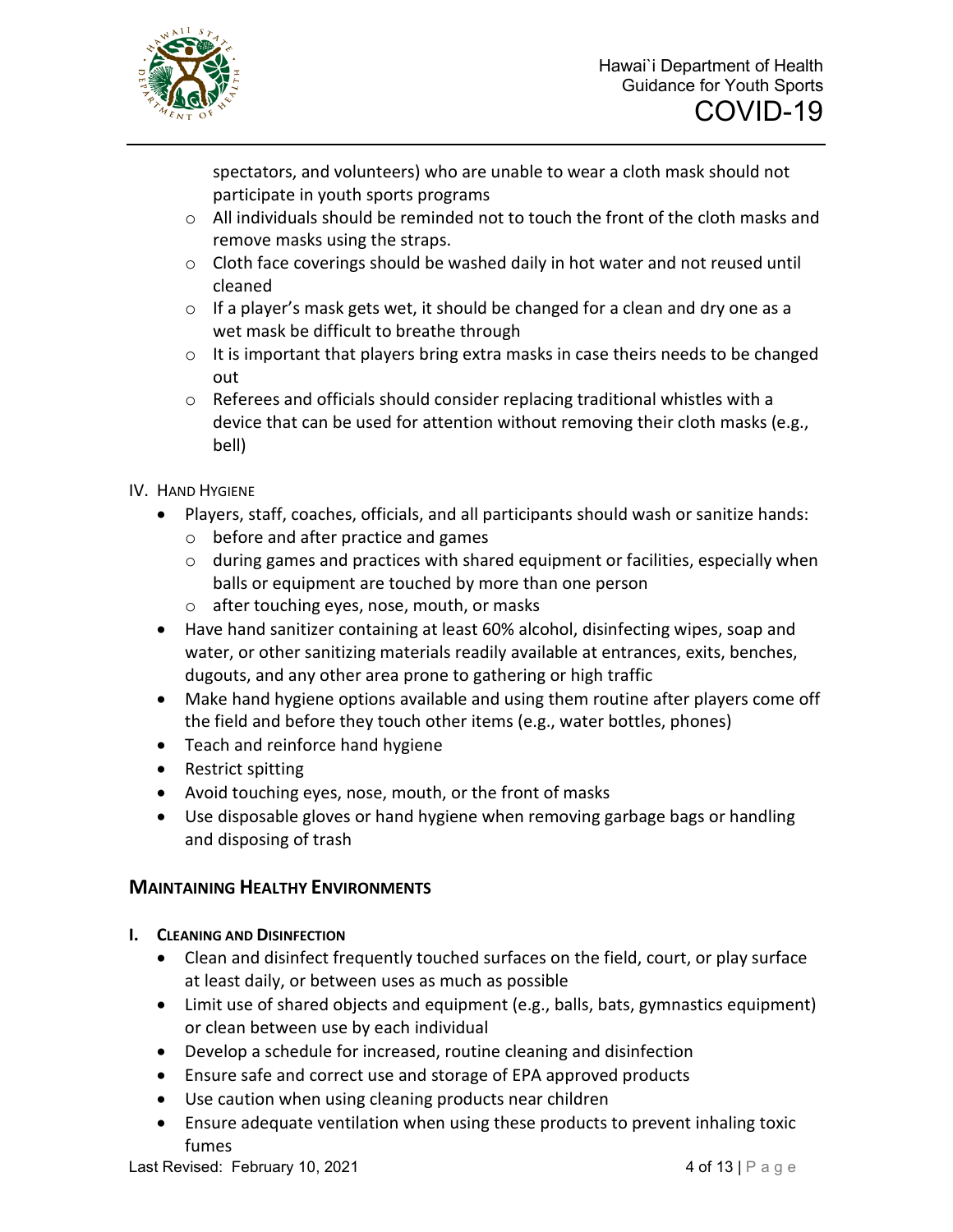spectators, and volunteers) who are unable to wear a cloth mask should not participate in youth sports programs
    - All individuals should be reminded not to touch the front of the cloth masks and remove masks using the straps.
    - Cloth face coverings should be washed daily in hot water and not reused until cleaned
    - If a player's mask gets wet, it should be changed for a clean and dry one as a wet mask be difficult to breathe through
    - It is important that players bring extra masks in case theirs needs to be changed out
    - Referees and officials should consider replacing traditional whistles with a device that can be used for attention without removing their cloth masks (e.g., bell)

IV. Hand Hygiene

- Players, staff, coaches, officials, and all participants should wash or sanitize hands:
    - before and after practice and games
    - during games and practices with shared equipment or facilities, especially when balls or equipment are touched by more than one person
    - after touching eyes, nose, mouth, or masks
- Have hand sanitizer containing at least 60% alcohol, disinfecting wipes, soap and water, or other sanitizing materials readily available at entrances, exits, benches, dugouts, and any other area prone to gathering or high traffic
- Make hand hygiene options available and using them routine after players come off the field and before they touch other items (e.g., water bottles, phones)
- Teach and reinforce hand hygiene
- Restrict spitting
- Avoid touching eyes, nose, mouth, or the front of masks
- Use disposable gloves or hand hygiene when removing garbage bags or handling and disposing of trash

## Maintaining Healthy Environments

### I. Cleaning and Disinfection

- Clean and disinfect frequently touched surfaces on the field, court, or play surface at least daily, or between uses as much as possible
- Limit use of shared objects and equipment (e.g., balls, bats, gymnastics equipment) or clean between use by each individual
- Develop a schedule for increased, routine cleaning and disinfection
- Ensure safe and correct use and storage of EPA approved products
- Use caution when using cleaning products near children
- Ensure adequate ventilation when using these products to prevent inhaling toxic fumes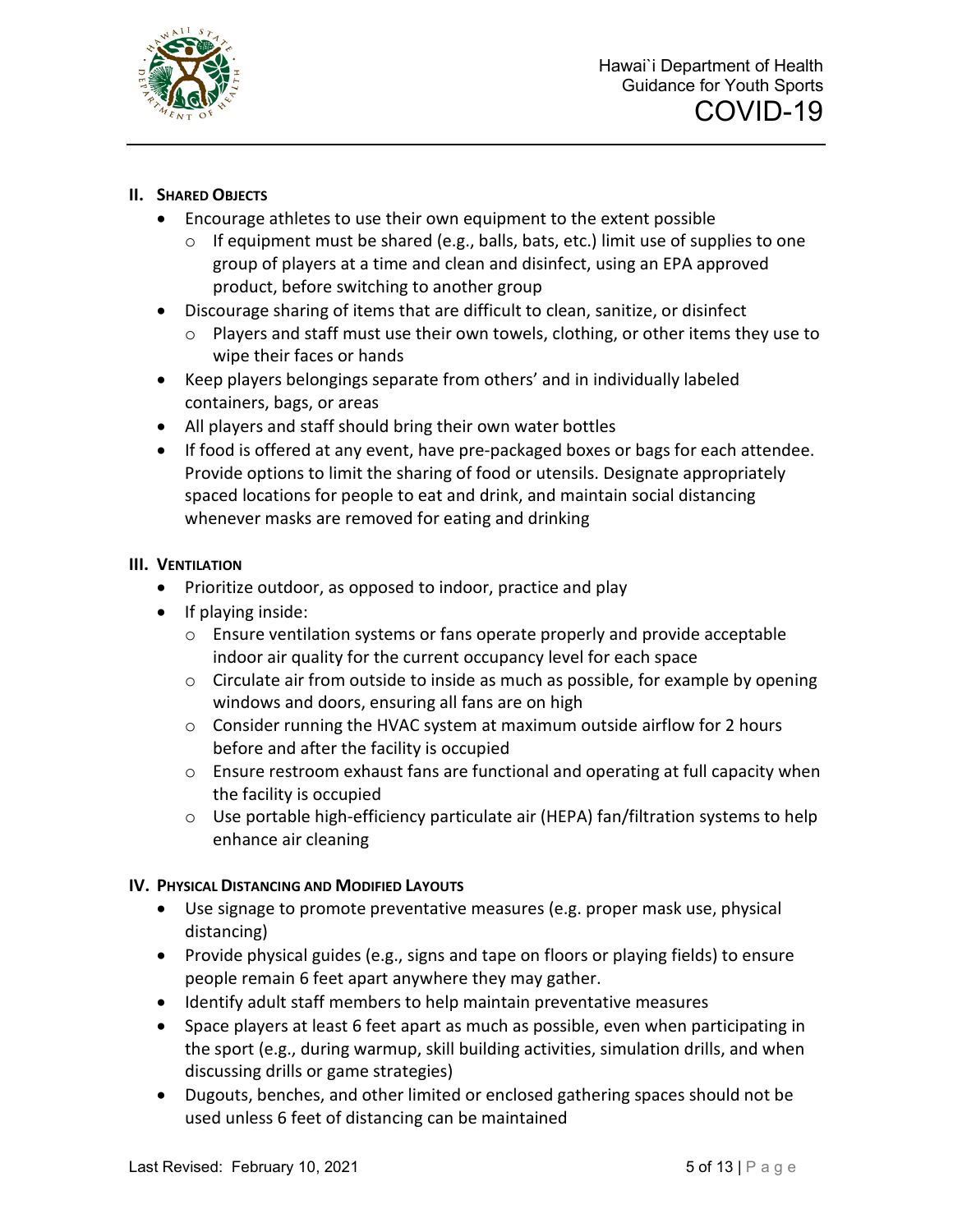## II. Shared Objects

- Encourage athletes to use their own equipment to the extent possible
  - If equipment must be shared (e.g., balls, bats, etc.) limit use of supplies to one group of players at a time and clean and disinfect, using an EPA approved product, before switching to another group
- Discourage sharing of items that are difficult to clean, sanitize, or disinfect
  - Players and staff must use their own towels, clothing, or other items they use to wipe their faces or hands
- Keep players belongings separate from others' and in individually labeled containers, bags, or areas
- All players and staff should bring their own water bottles
- If food is offered at any event, have pre-packaged boxes or bags for each attendee. Provide options to limit the sharing of food or utensils. Designate appropriately spaced locations for people to eat and drink, and maintain social distancing whenever masks are removed for eating and drinking

## III. Ventilation

- Prioritize outdoor, as opposed to indoor, practice and play
- If playing inside:
  - Ensure ventilation systems or fans operate properly and provide acceptable indoor air quality for the current occupancy level for each space
  - Circulate air from outside to inside as much as possible, for example by opening windows and doors, ensuring all fans are on high
  - Consider running the HVAC system at maximum outside airflow for 2 hours before and after the facility is occupied
  - Ensure restroom exhaust fans are functional and operating at full capacity when the facility is occupied
  - Use portable high-efficiency particulate air (HEPA) fan/filtration systems to help enhance air cleaning

## IV. Physical Distancing and Modified Layouts

- Use signage to promote preventative measures (e.g. proper mask use, physical distancing)
- Provide physical guides (e.g., signs and tape on floors or playing fields) to ensure people remain 6 feet apart anywhere they may gather.
- Identify adult staff members to help maintain preventative measures
- Space players at least 6 feet apart as much as possible, even when participating in the sport (e.g., during warmup, skill building activities, simulation drills, and when discussing drills or game strategies)
- Dugouts, benches, and other limited or enclosed gathering spaces should not be used unless 6 feet of distancing can be maintained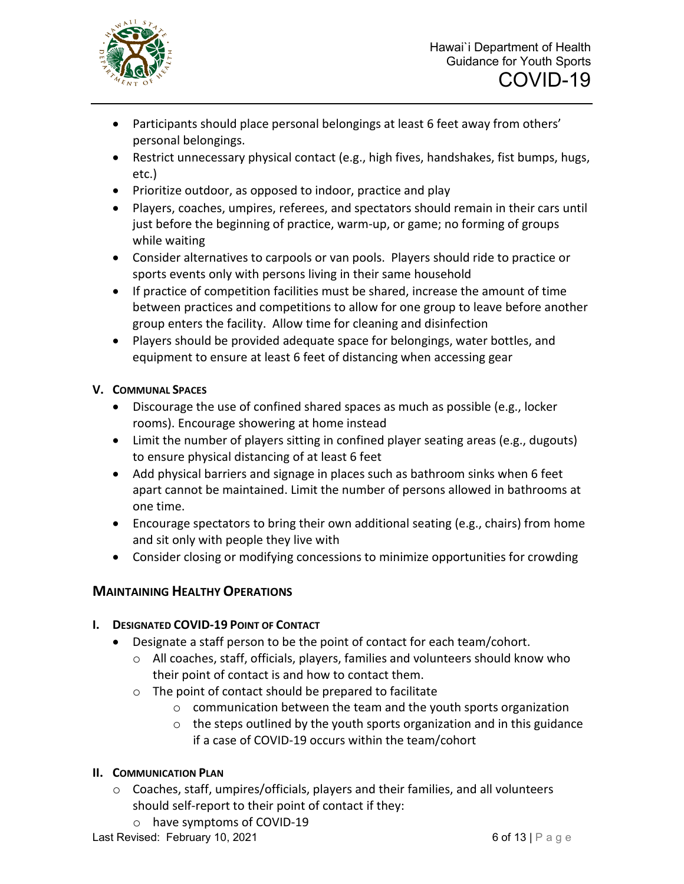- Participants should place personal belongings at least 6 feet away from others' personal belongings.
- Restrict unnecessary physical contact (e.g., high fives, handshakes, fist bumps, hugs, etc.)
- Prioritize outdoor, as opposed to indoor, practice and play
- Players, coaches, umpires, referees, and spectators should remain in their cars until just before the beginning of practice, warm-up, or game; no forming of groups while waiting
- Consider alternatives to carpools or van pools. Players should ride to practice or sports events only with persons living in their same household
- If practice of competition facilities must be shared, increase the amount of time between practices and competitions to allow for one group to leave before another group enters the facility. Allow time for cleaning and disinfection
- Players should be provided adequate space for belongings, water bottles, and equipment to ensure at least 6 feet of distancing when accessing gear

### V. Communal Spaces

- Discourage the use of confined shared spaces as much as possible (e.g., locker rooms). Encourage showering at home instead
- Limit the number of players sitting in confined player seating areas (e.g., dugouts) to ensure physical distancing of at least 6 feet
- Add physical barriers and signage in places such as bathroom sinks when 6 feet apart cannot be maintained. Limit the number of persons allowed in bathrooms at one time.
- Encourage spectators to bring their own additional seating (e.g., chairs) from home and sit only with people they live with
- Consider closing or modifying concessions to minimize opportunities for crowding

## Maintaining Healthy Operations

### I. Designated COVID-19 Point of Contact

- Designate a staff person to be the point of contact for each team/cohort.
  - All coaches, staff, officials, players, families and volunteers should know who their point of contact is and how to contact them.
  - The point of contact should be prepared to facilitate
    - communication between the team and the youth sports organization
    - the steps outlined by the youth sports organization and in this guidance if a case of COVID-19 occurs within the team/cohort

### II. Communication Plan

- Coaches, staff, umpires/officials, players and their families, and all volunteers should self-report to their point of contact if they:
  - have symptoms of COVID-19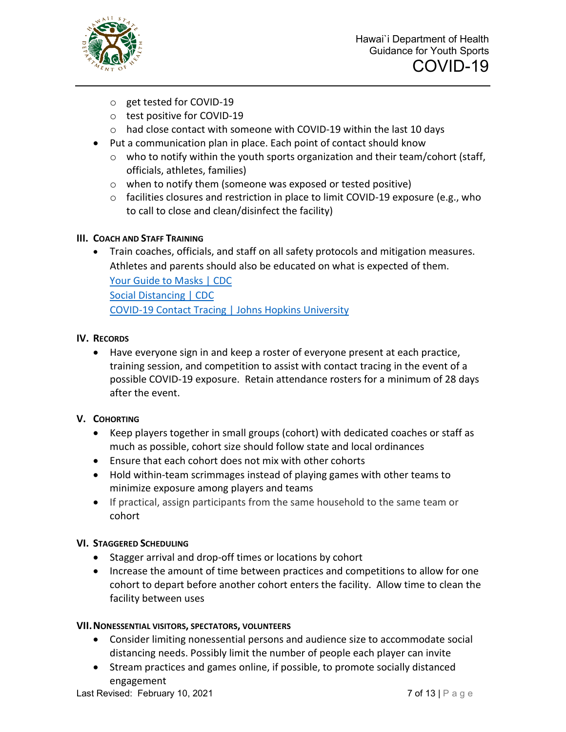- get tested for COVID-19
  - test positive for COVID-19
  - had close contact with someone with COVID-19 within the last 10 days
- Put a communication plan in place. Each point of contact should know
  - who to notify within the youth sports organization and their team/cohort (staff, officials, athletes, families)
  - when to notify them (someone was exposed or tested positive)
  - facilities closures and restriction in place to limit COVID-19 exposure (e.g., who to call to close and clean/disinfect the facility)

## III. Coach and Staff Training

- Train coaches, officials, and staff on all safety protocols and mitigation measures. Athletes and parents should also be educated on what is expected of them.
  Your Guide to Masks | CDC
  Social Distancing | CDC
  COVID-19 Contact Tracing | Johns Hopkins University

## IV. Records

- Have everyone sign in and keep a roster of everyone present at each practice, training session, and competition to assist with contact tracing in the event of a possible COVID-19 exposure. Retain attendance rosters for a minimum of 28 days after the event.

## V. Cohorting

- Keep players together in small groups (cohort) with dedicated coaches or staff as much as possible, cohort size should follow state and local ordinances
- Ensure that each cohort does not mix with other cohorts
- Hold within-team scrimmages instead of playing games with other teams to minimize exposure among players and teams
- If practical, assign participants from the same household to the same team or cohort

## VI. Staggered Scheduling

- Stagger arrival and drop-off times or locations by cohort
- Increase the amount of time between practices and competitions to allow for one cohort to depart before another cohort enters the facility. Allow time to clean the facility between uses

## VII. Nonessential visitors, spectators, volunteers

- Consider limiting nonessential persons and audience size to accommodate social distancing needs. Possibly limit the number of people each player can invite
- Stream practices and games online, if possible, to promote socially distanced engagement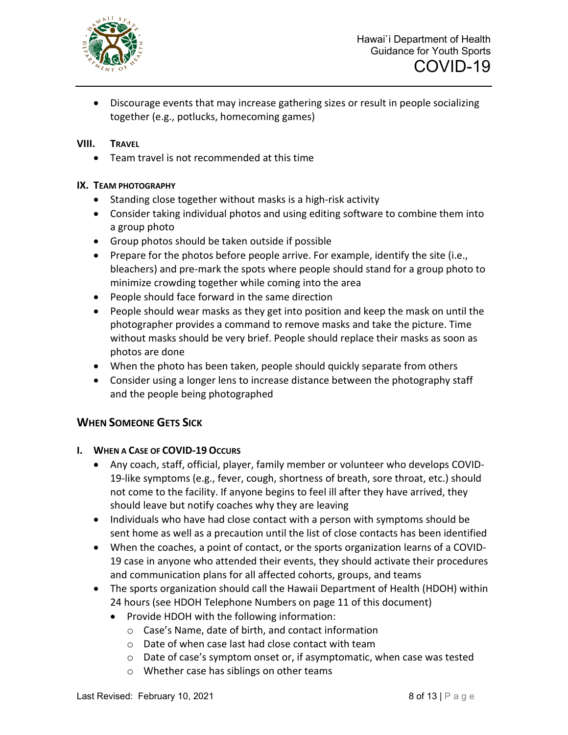- Discourage events that may increase gathering sizes or result in people socializing together (e.g., potlucks, homecoming games)

### VIII. Travel

- Team travel is not recommended at this time

### IX. Team photography

- Standing close together without masks is a high-risk activity
- Consider taking individual photos and using editing software to combine them into a group photo
- Group photos should be taken outside if possible
- Prepare for the photos before people arrive. For example, identify the site (i.e., bleachers) and pre-mark the spots where people should stand for a group photo to minimize crowding together while coming into the area
- People should face forward in the same direction
- People should wear masks as they get into position and keep the mask on until the photographer provides a command to remove masks and take the picture. Time without masks should be very brief. People should replace their masks as soon as photos are done
- When the photo has been taken, people should quickly separate from others
- Consider using a longer lens to increase distance between the photography staff and the people being photographed

## When Someone Gets Sick

### I. When a Case of COVID-19 Occurs

- Any coach, staff, official, player, family member or volunteer who develops COVID-19-like symptoms (e.g., fever, cough, shortness of breath, sore throat, etc.) should not come to the facility. If anyone begins to feel ill after they have arrived, they should leave but notify coaches why they are leaving
- Individuals who have had close contact with a person with symptoms should be sent home as well as a precaution until the list of close contacts has been identified
- When the coaches, a point of contact, or the sports organization learns of a COVID-19 case in anyone who attended their events, they should activate their procedures and communication plans for all affected cohorts, groups, and teams
- The sports organization should call the Hawaii Department of Health (HDOH) within 24 hours (see HDOH Telephone Numbers on page 11 of this document)
  - Provide HDOH with the following information:
    - Case's Name, date of birth, and contact information
    - Date of when case last had close contact with team
    - Date of case's symptom onset or, if asymptomatic, when case was tested
    - Whether case has siblings on other teams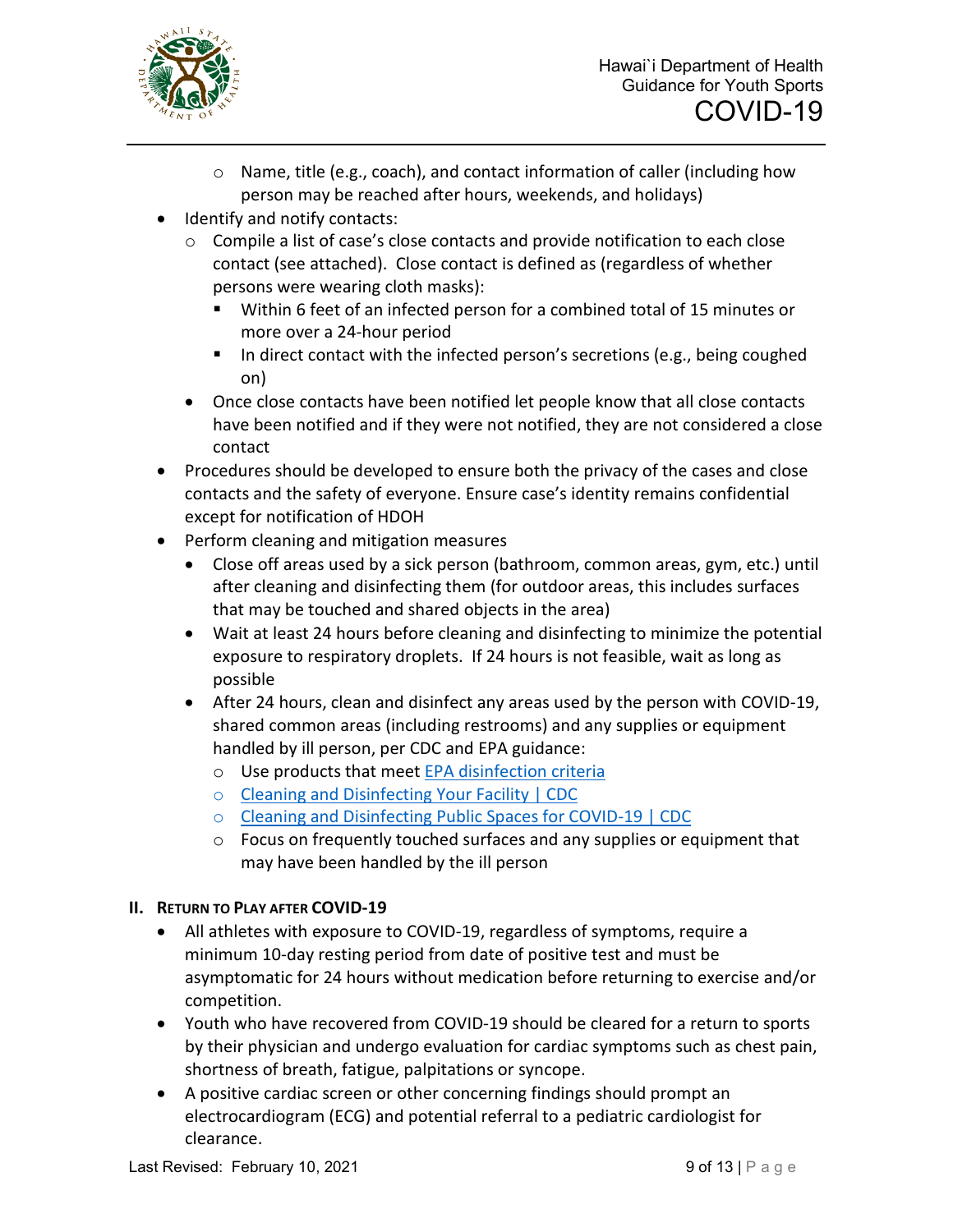- Name, title (e.g., coach), and contact information of caller (including how person may be reached after hours, weekends, and holidays)
- Identify and notify contacts:
    - Compile a list of case's close contacts and provide notification to each close contact (see attached). Close contact is defined as (regardless of whether persons were wearing cloth masks):
        - Within 6 feet of an infected person for a combined total of 15 minutes or more over a 24-hour period
        - In direct contact with the infected person's secretions (e.g., being coughed on)
    - Once close contacts have been notified let people know that all close contacts have been notified and if they were not notified, they are not considered a close contact
- Procedures should be developed to ensure both the privacy of the cases and close contacts and the safety of everyone. Ensure case's identity remains confidential except for notification of HDOH
- Perform cleaning and mitigation measures
    - Close off areas used by a sick person (bathroom, common areas, gym, etc.) until after cleaning and disinfecting them (for outdoor areas, this includes surfaces that may be touched and shared objects in the area)
    - Wait at least 24 hours before cleaning and disinfecting to minimize the potential exposure to respiratory droplets. If 24 hours is not feasible, wait as long as possible
    - After 24 hours, clean and disinfect any areas used by the person with COVID-19, shared common areas (including restrooms) and any supplies or equipment handled by ill person, per CDC and EPA guidance:
        - Use products that meet EPA disinfection criteria
        - Cleaning and Disinfecting Your Facility | CDC
        - Cleaning and Disinfecting Public Spaces for COVID-19 | CDC
        - Focus on frequently touched surfaces and any supplies or equipment that may have been handled by the ill person

## II. Return to Play after COVID-19

- All athletes with exposure to COVID-19, regardless of symptoms, require a minimum 10-day resting period from date of positive test and must be asymptomatic for 24 hours without medication before returning to exercise and/or competition.
- Youth who have recovered from COVID-19 should be cleared for a return to sports by their physician and undergo evaluation for cardiac symptoms such as chest pain, shortness of breath, fatigue, palpitations or syncope.
- A positive cardiac screen or other concerning findings should prompt an electrocardiogram (ECG) and potential referral to a pediatric cardiologist for clearance.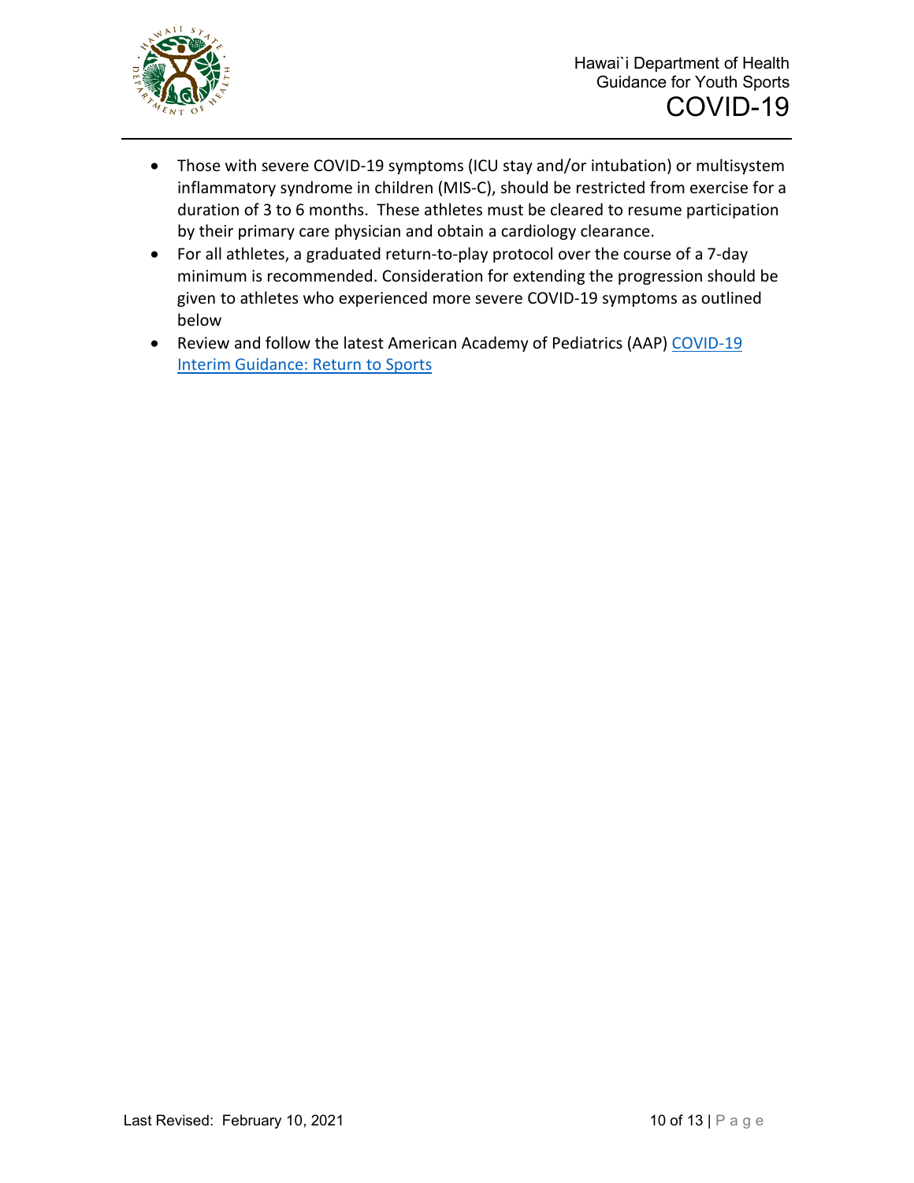- Those with severe COVID-19 symptoms (ICU stay and/or intubation) or multisystem inflammatory syndrome in children (MIS-C), should be restricted from exercise for a duration of 3 to 6 months. These athletes must be cleared to resume participation by their primary care physician and obtain a cardiology clearance.
- For all athletes, a graduated return-to-play protocol over the course of a 7-day minimum is recommended. Consideration for extending the progression should be given to athletes who experienced more severe COVID-19 symptoms as outlined below
- Review and follow the latest American Academy of Pediatrics (AAP) COVID-19 Interim Guidance: Return to Sports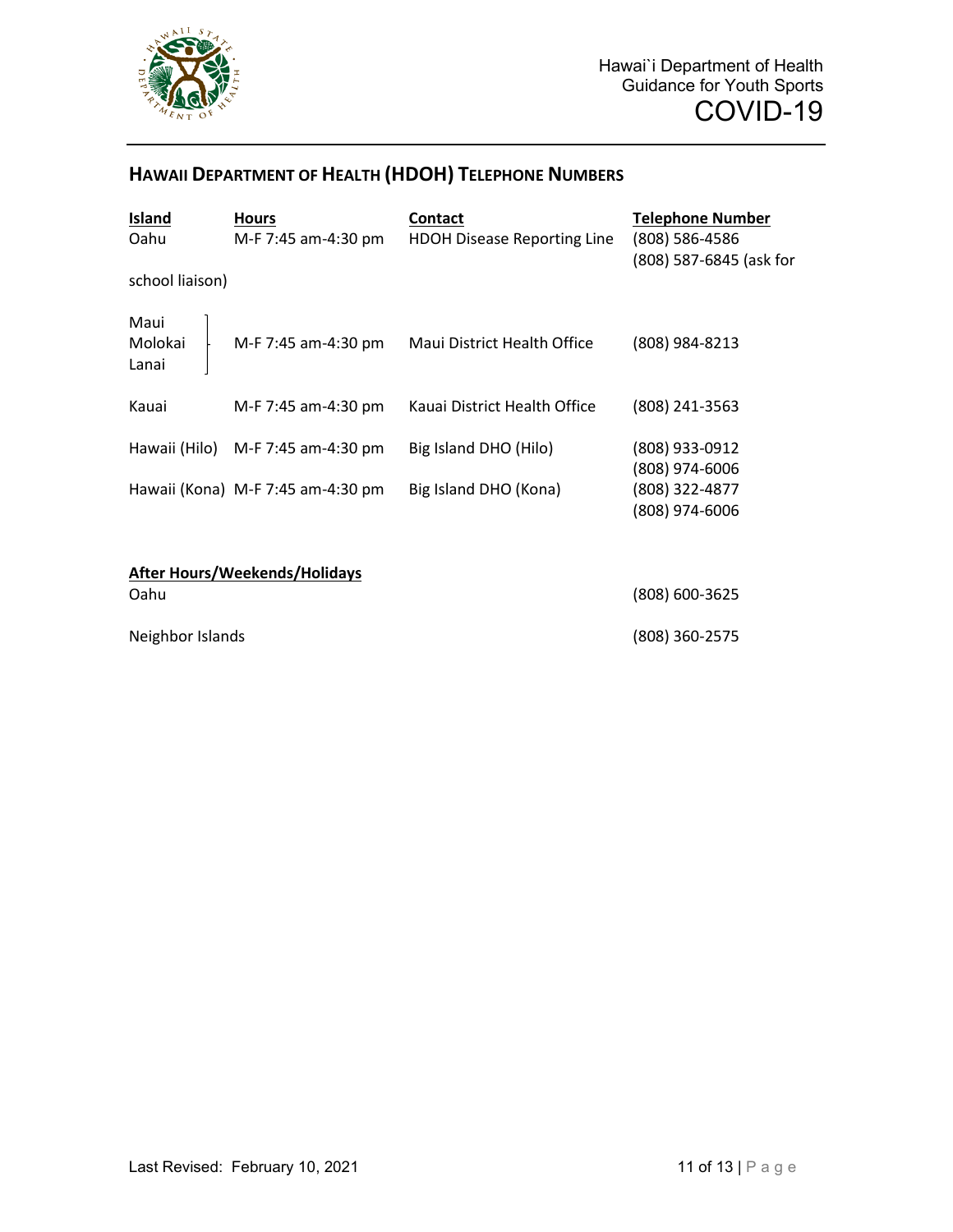## HAWAII DEPARTMENT OF HEALTH (HDOH) TELEPHONE NUMBERS

| Island | Hours | Contact | Telephone Number |
|---|---|---|---|
| Oahu | M-F 7:45 am-4:30 pm | HDOH Disease Reporting Line | (808) 586-4586<br>(808) 587-6845 (ask for school liaison) |
| Maui<br>Molokai<br>Lanai | M-F 7:45 am-4:30 pm | Maui District Health Office | (808) 984-8213 |
| Kauai | M-F 7:45 am-4:30 pm | Kauai District Health Office | (808) 241-3563 |
| Hawaii (Hilo) | M-F 7:45 am-4:30 pm | Big Island DHO (Hilo) | (808) 933-0912<br>(808) 974-6006 |
| Hawaii (Kona) | M-F 7:45 am-4:30 pm | Big Island DHO (Kona) | (808) 322-4877<br>(808) 974-6006 |

**After Hours/Weekends/Holidays**

| | |
|---|---|
| Oahu | (808) 600-3625 |
| Neighbor Islands | (808) 360-2575 |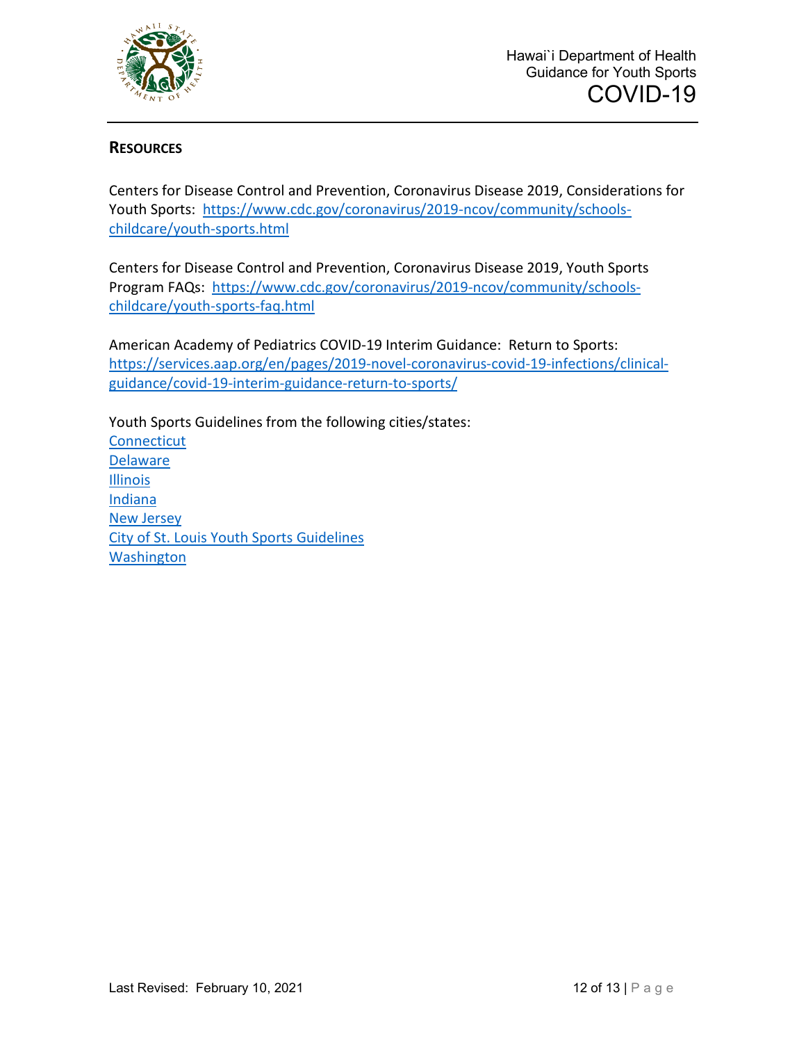## RESOURCES

Centers for Disease Control and Prevention, Coronavirus Disease 2019, Considerations for Youth Sports: https://www.cdc.gov/coronavirus/2019-ncov/community/schools-childcare/youth-sports.html

Centers for Disease Control and Prevention, Coronavirus Disease 2019, Youth Sports Program FAQs: https://www.cdc.gov/coronavirus/2019-ncov/community/schools-childcare/youth-sports-faq.html

American Academy of Pediatrics COVID-19 Interim Guidance: Return to Sports: https://services.aap.org/en/pages/2019-novel-coronavirus-covid-19-infections/clinical-guidance/covid-19-interim-guidance-return-to-sports/

Youth Sports Guidelines from the following cities/states:
Connecticut
Delaware
Illinois
Indiana
New Jersey
City of St. Louis Youth Sports Guidelines
Washington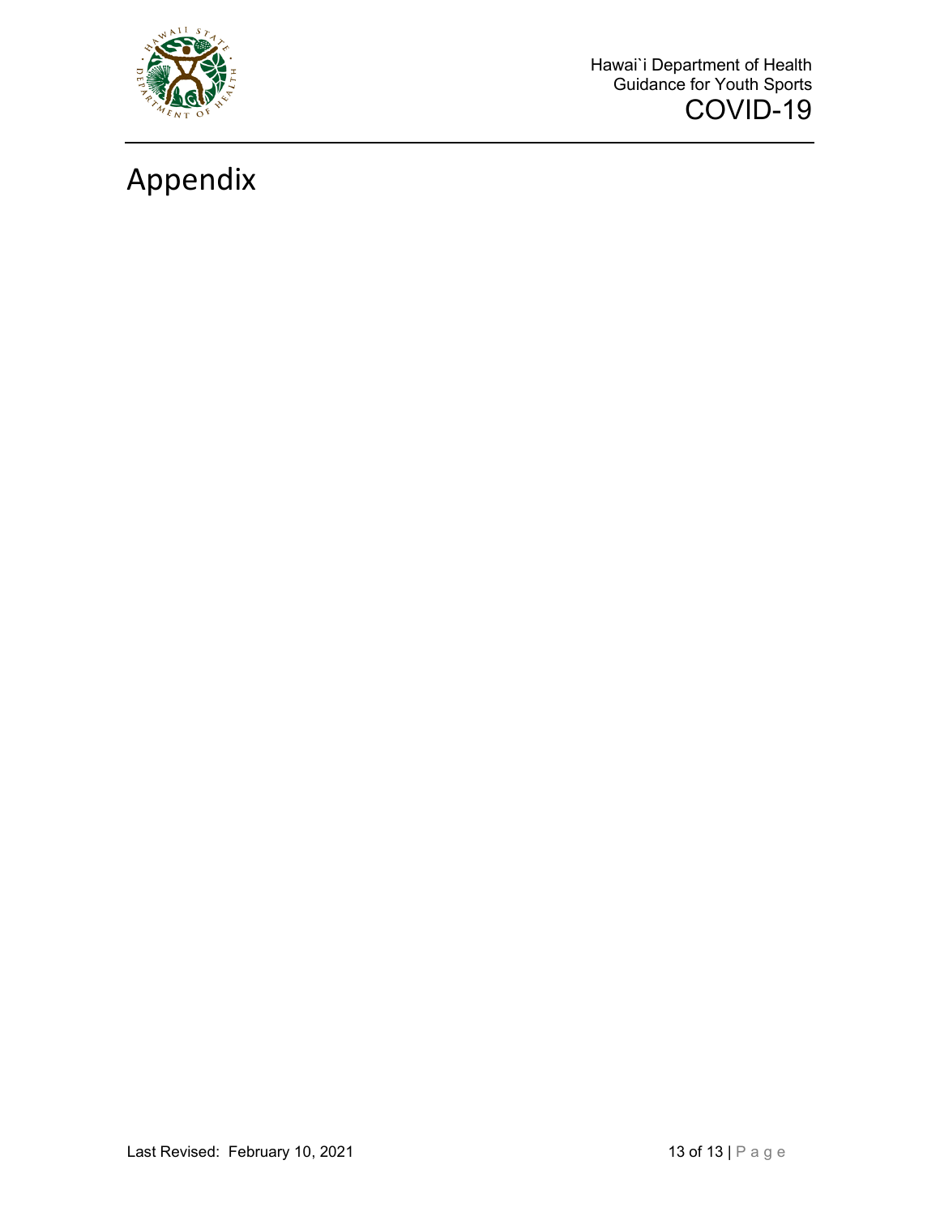# Appendix